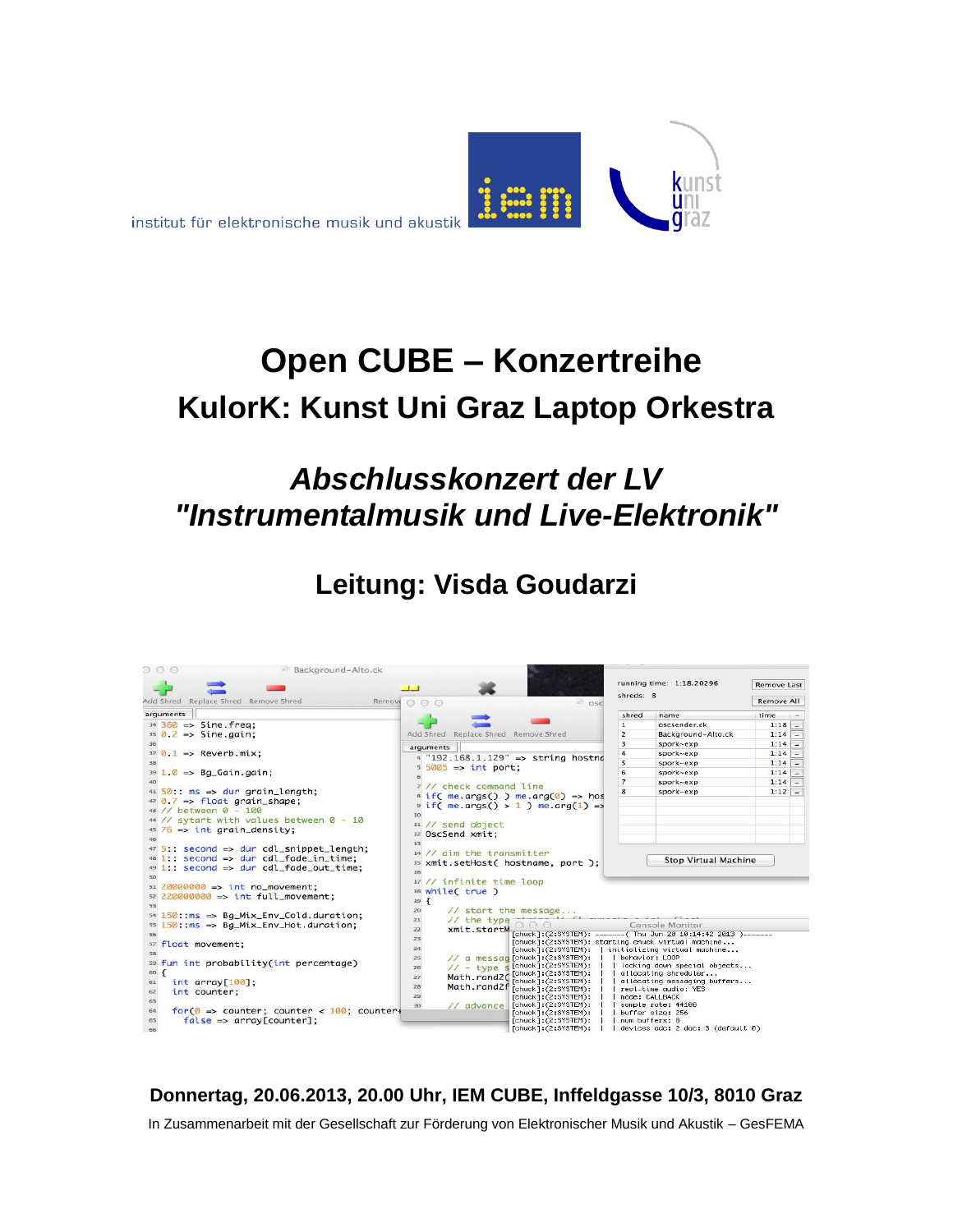institut für elektronische musik und akustik

# Open CUBE – Konzertreihe

## KulorK: Kunst Uni Graz Laptop Orkestra

## *Abschlusskonzert der LV "Instrumentalmusik und Live-Elektronik"*

### Leitung: Visda Goudarzi

**Donnertag, 20.06.2013, 20.00 Uhr, IEM CUBE, Inffeldgasse 10/3, 8010 Graz**

In Zusammenarbeit mit der Gesellschaft zur Förderung von Elektronischer Musik und Akustik – GesFEMA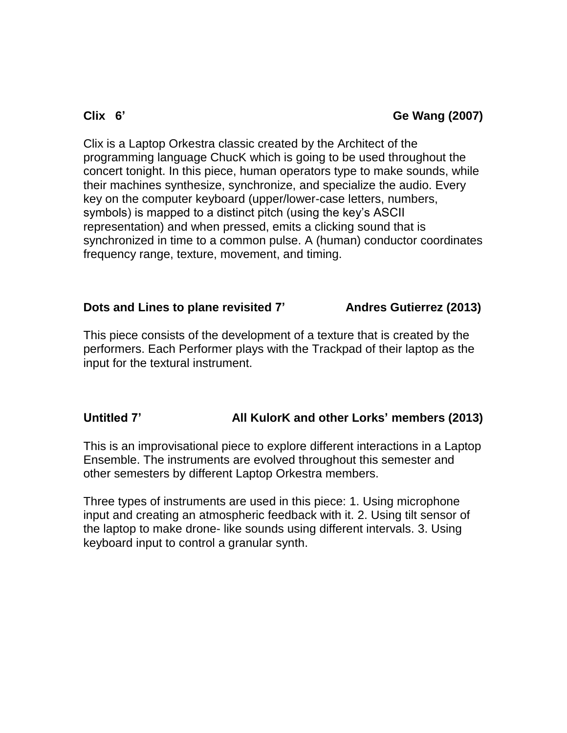**Clix 6'** **Ge Wang (2007)**

Clix is a Laptop Orkestra classic created by the Architect of the programming language ChucK which is going to be used throughout the concert tonight. In this piece, human operators type to make sounds, while their machines synthesize, synchronize, and specialize the audio. Every key on the computer keyboard (upper/lower-case letters, numbers, symbols) is mapped to a distinct pitch (using the key's ASCII representation) and when pressed, emits a clicking sound that is synchronized in time to a common pulse. A (human) conductor coordinates frequency range, texture, movement, and timing.

**Dots and Lines to plane revisited 7'** **Andres Gutierrez (2013)**

This piece consists of the development of a texture that is created by the performers. Each Performer plays with the Trackpad of their laptop as the input for the textural instrument.

**Untitled 7'** **All KulorK and other Lorks' members (2013)**

This is an improvisational piece to explore different interactions in a Laptop Ensemble. The instruments are evolved throughout this semester and other semesters by different Laptop Orkestra members.

Three types of instruments are used in this piece: 1. Using microphone input and creating an atmospheric feedback with it. 2. Using tilt sensor of the laptop to make drone- like sounds using different intervals. 3. Using keyboard input to control a granular synth.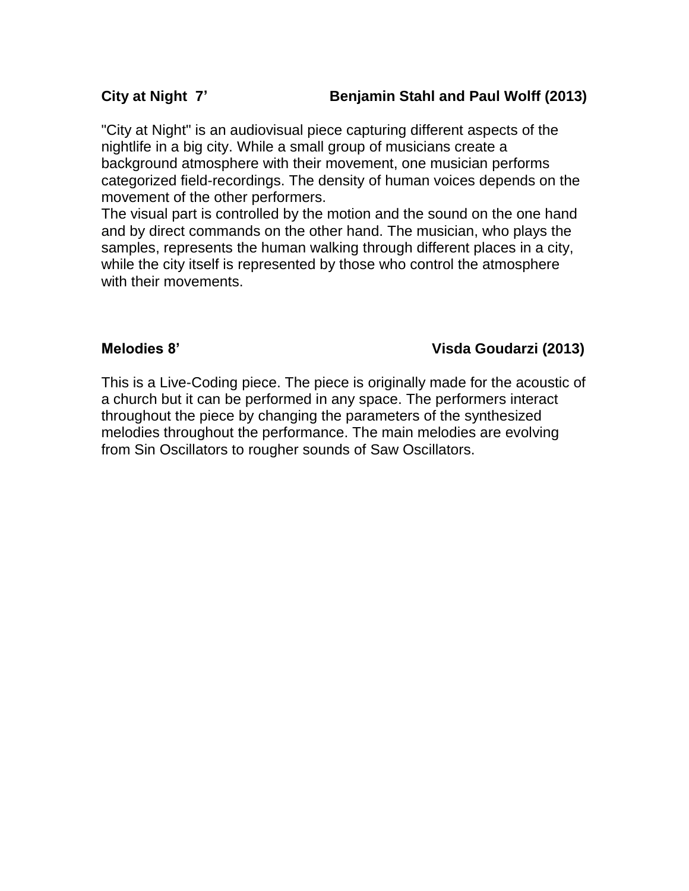**City at Night 7'** **Benjamin Stahl and Paul Wolff (2013)**

"City at Night" is an audiovisual piece capturing different aspects of the nightlife in a big city. While a small group of musicians create a background atmosphere with their movement, one musician performs categorized field-recordings. The density of human voices depends on the movement of the other performers.
The visual part is controlled by the motion and the sound on the one hand and by direct commands on the other hand. The musician, who plays the samples, represents the human walking through different places in a city, while the city itself is represented by those who control the atmosphere with their movements.

**Melodies 8'** **Visda Goudarzi (2013)**

This is a Live-Coding piece. The piece is originally made for the acoustic of a church but it can be performed in any space. The performers interact throughout the piece by changing the parameters of the synthesized melodies throughout the performance. The main melodies are evolving from Sin Oscillators to rougher sounds of Saw Oscillators.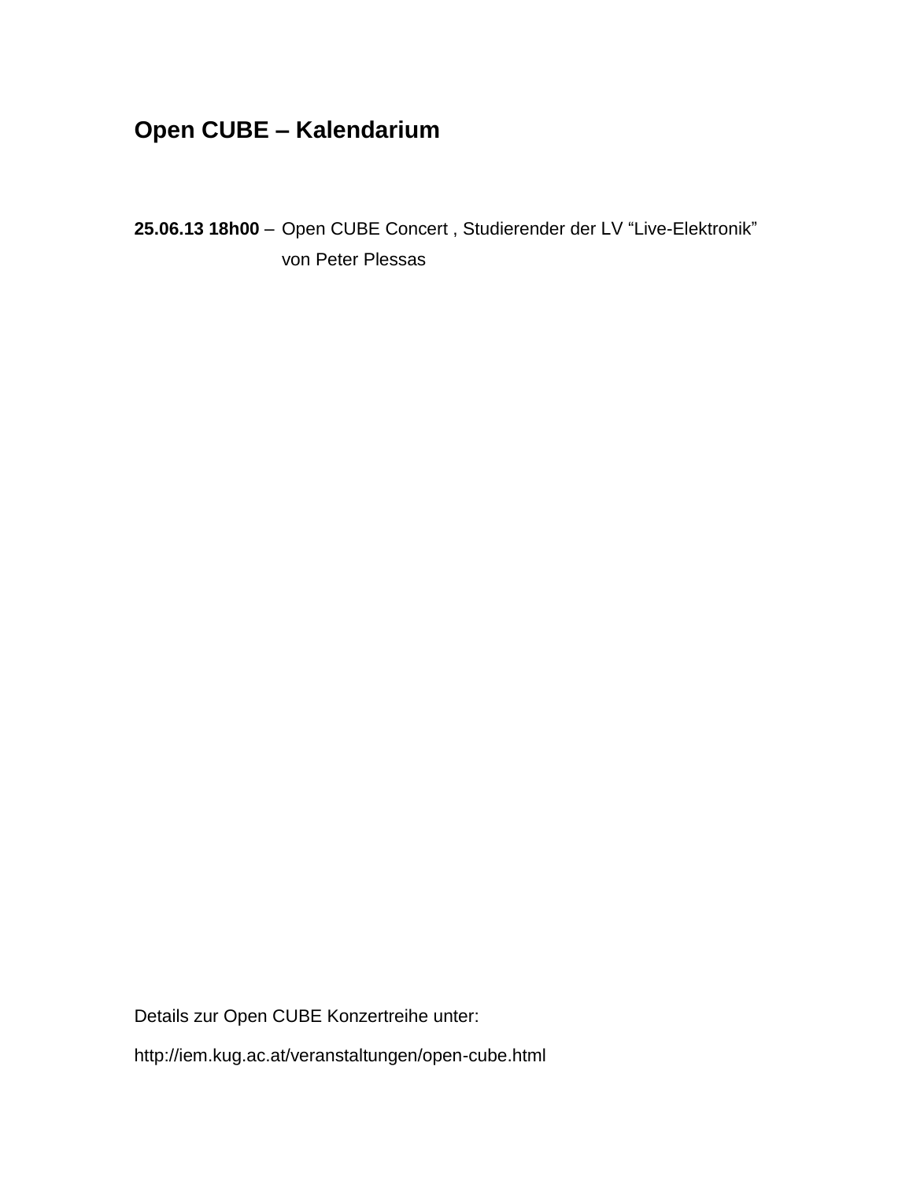# Open CUBE – Kalendarium

**25.06.13 18h00** – Open CUBE Concert , Studierender der LV “Live-Elektronik” von Peter Plessas

Details zur Open CUBE Konzertreihe unter:

http://iem.kug.ac.at/veranstaltungen/open-cube.html